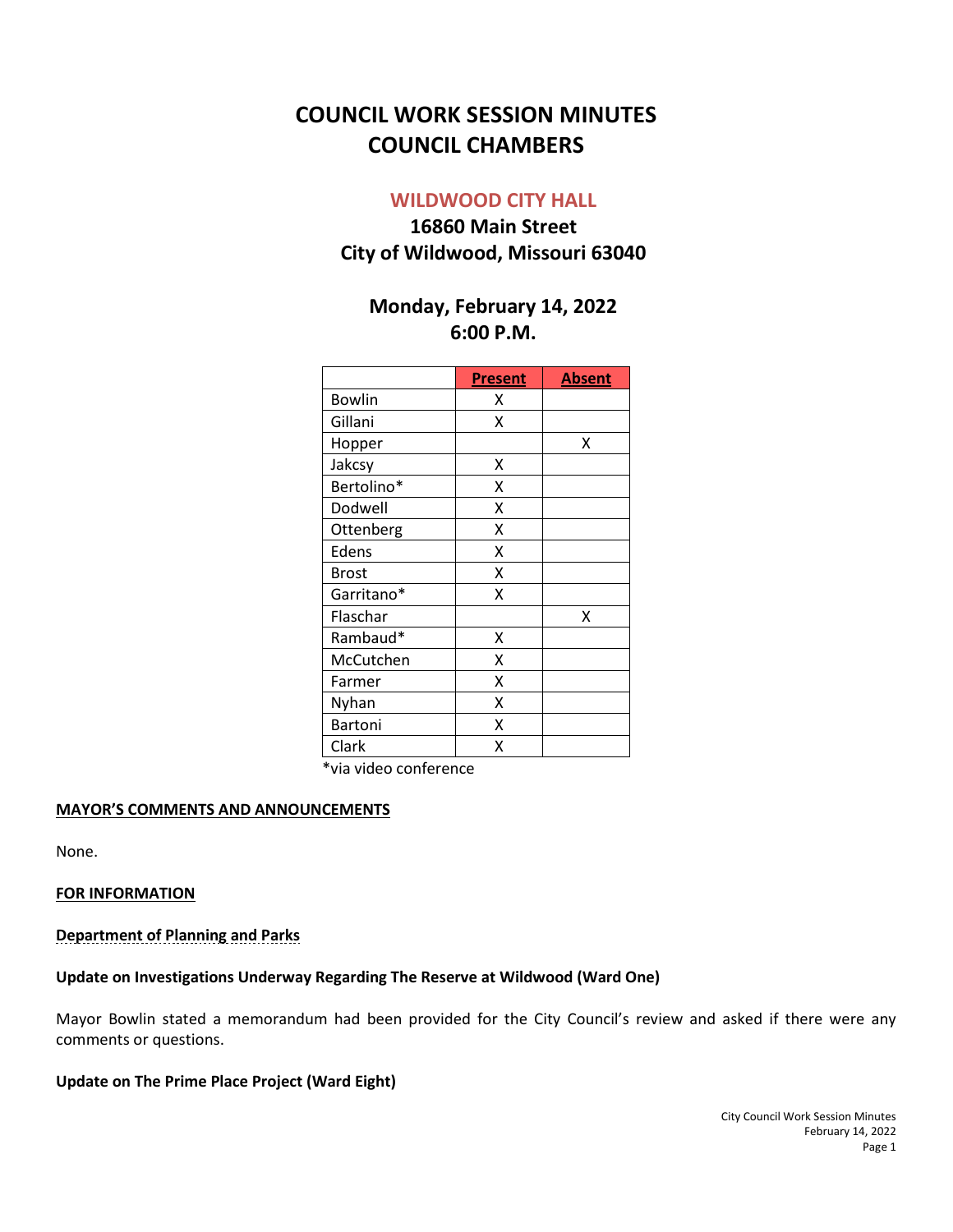# COUNCIL WORK SESSION MINUTES
# COUNCIL CHAMBERS

## WILDWOOD CITY HALL

### 16860 Main Street
### City of Wildwood, Missouri 63040

### Monday, February 14, 2022
### 6:00 P.M.

| | Present | Absent |
|---|---|---|
| Bowlin | X | |
| Gillani | X | |
| Hopper | | X |
| Jakcsy | X | |
| Bertolino* | X | |
| Dodwell | X | |
| Ottenberg | X | |
| Edens | X | |
| Brost | X | |
| Garritano* | X | |
| Flaschar | | X |
| Rambaud* | X | |
| McCutchen | X | |
| Farmer | X | |
| Nyhan | X | |
| Bartoni | X | |
| Clark | X | |

*via video conference

**MAYOR'S COMMENTS AND ANNOUNCEMENTS**

None.

**FOR INFORMATION**

**Department of Planning and Parks**

**Update on Investigations Underway Regarding The Reserve at Wildwood (Ward One)**

Mayor Bowlin stated a memorandum had been provided for the City Council's review and asked if there were any comments or questions.

**Update on The Prime Place Project (Ward Eight)**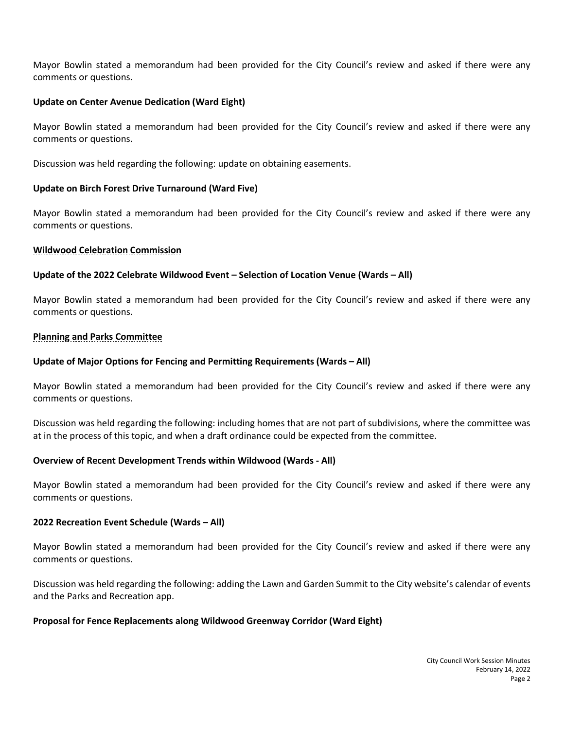Mayor Bowlin stated a memorandum had been provided for the City Council's review and asked if there were any comments or questions.

**Update on Center Avenue Dedication (Ward Eight)**

Mayor Bowlin stated a memorandum had been provided for the City Council's review and asked if there were any comments or questions.

Discussion was held regarding the following: update on obtaining easements.

**Update on Birch Forest Drive Turnaround (Ward Five)**

Mayor Bowlin stated a memorandum had been provided for the City Council's review and asked if there were any comments or questions.

**Wildwood Celebration Commission**

**Update of the 2022 Celebrate Wildwood Event – Selection of Location Venue (Wards – All)**

Mayor Bowlin stated a memorandum had been provided for the City Council's review and asked if there were any comments or questions.

**Planning and Parks Committee**

**Update of Major Options for Fencing and Permitting Requirements (Wards – All)**

Mayor Bowlin stated a memorandum had been provided for the City Council's review and asked if there were any comments or questions.

Discussion was held regarding the following: including homes that are not part of subdivisions, where the committee was at in the process of this topic, and when a draft ordinance could be expected from the committee.

**Overview of Recent Development Trends within Wildwood (Wards - All)**

Mayor Bowlin stated a memorandum had been provided for the City Council's review and asked if there were any comments or questions.

**2022 Recreation Event Schedule (Wards – All)**

Mayor Bowlin stated a memorandum had been provided for the City Council's review and asked if there were any comments or questions.

Discussion was held regarding the following: adding the Lawn and Garden Summit to the City website's calendar of events and the Parks and Recreation app.

**Proposal for Fence Replacements along Wildwood Greenway Corridor (Ward Eight)**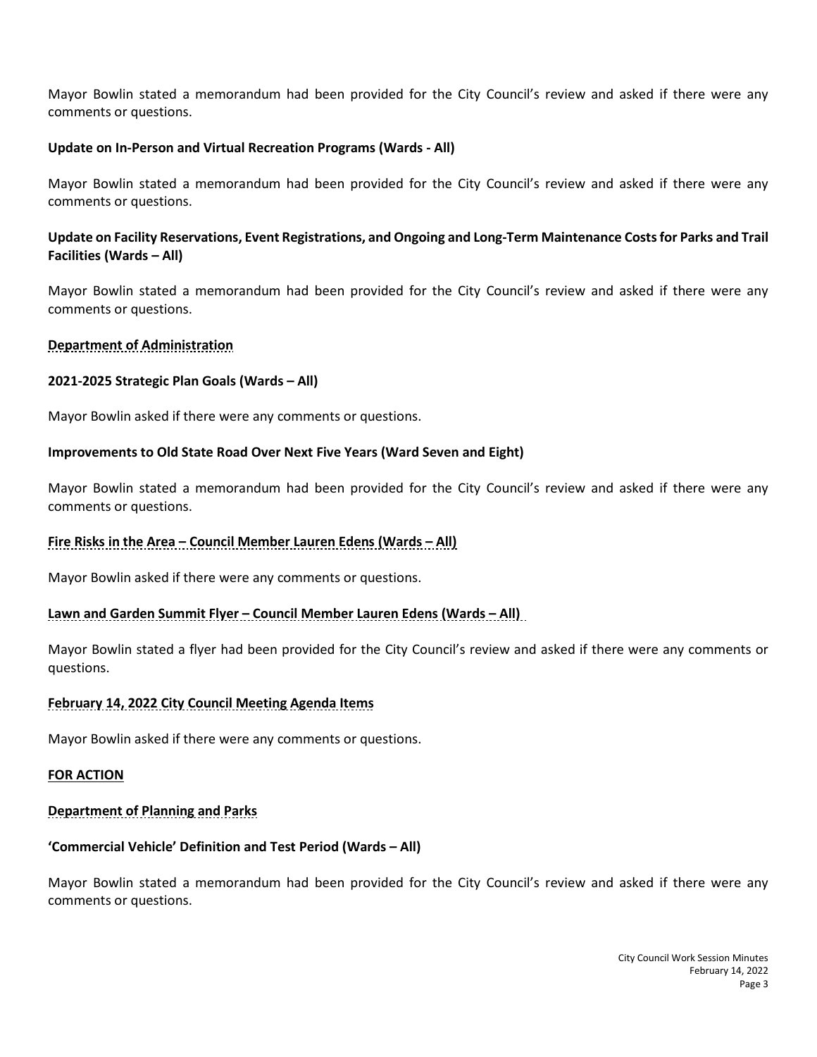Mayor Bowlin stated a memorandum had been provided for the City Council's review and asked if there were any comments or questions.

**Update on In-Person and Virtual Recreation Programs (Wards - All)**

Mayor Bowlin stated a memorandum had been provided for the City Council's review and asked if there were any comments or questions.

**Update on Facility Reservations, Event Registrations, and Ongoing and Long-Term Maintenance Costs for Parks and Trail Facilities (Wards – All)**

Mayor Bowlin stated a memorandum had been provided for the City Council's review and asked if there were any comments or questions.

**Department of Administration**

**2021-2025 Strategic Plan Goals (Wards – All)**

Mayor Bowlin asked if there were any comments or questions.

**Improvements to Old State Road Over Next Five Years (Ward Seven and Eight)**

Mayor Bowlin stated a memorandum had been provided for the City Council's review and asked if there were any comments or questions.

**Fire Risks in the Area – Council Member Lauren Edens (Wards – All)**

Mayor Bowlin asked if there were any comments or questions.

**Lawn and Garden Summit Flyer – Council Member Lauren Edens (Wards – All)**

Mayor Bowlin stated a flyer had been provided for the City Council's review and asked if there were any comments or questions.

**February 14, 2022 City Council Meeting Agenda Items**

Mayor Bowlin asked if there were any comments or questions.

**FOR ACTION**

**Department of Planning and Parks**

**'Commercial Vehicle' Definition and Test Period (Wards – All)**

Mayor Bowlin stated a memorandum had been provided for the City Council's review and asked if there were any comments or questions.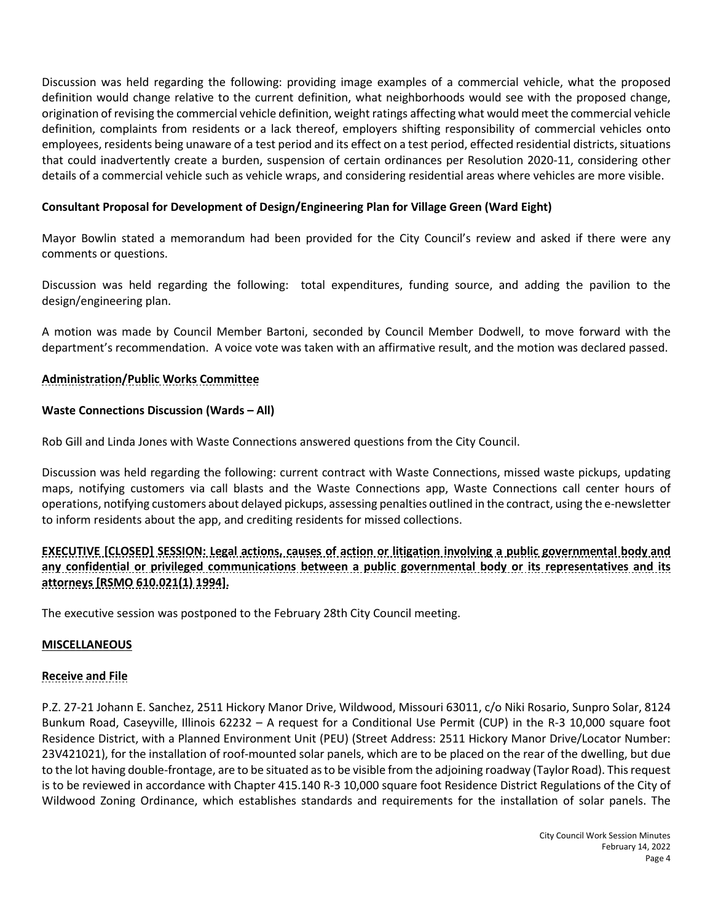Discussion was held regarding the following: providing image examples of a commercial vehicle, what the proposed definition would change relative to the current definition, what neighborhoods would see with the proposed change, origination of revising the commercial vehicle definition, weight ratings affecting what would meet the commercial vehicle definition, complaints from residents or a lack thereof, employers shifting responsibility of commercial vehicles onto employees, residents being unaware of a test period and its effect on a test period, effected residential districts, situations that could inadvertently create a burden, suspension of certain ordinances per Resolution 2020-11, considering other details of a commercial vehicle such as vehicle wraps, and considering residential areas where vehicles are more visible.

**Consultant Proposal for Development of Design/Engineering Plan for Village Green (Ward Eight)**

Mayor Bowlin stated a memorandum had been provided for the City Council's review and asked if there were any comments or questions.

Discussion was held regarding the following: total expenditures, funding source, and adding the pavilion to the design/engineering plan.

A motion was made by Council Member Bartoni, seconded by Council Member Dodwell, to move forward with the department's recommendation. A voice vote was taken with an affirmative result, and the motion was declared passed.

**Administration/Public Works Committee**

**Waste Connections Discussion (Wards – All)**

Rob Gill and Linda Jones with Waste Connections answered questions from the City Council.

Discussion was held regarding the following: current contract with Waste Connections, missed waste pickups, updating maps, notifying customers via call blasts and the Waste Connections app, Waste Connections call center hours of operations, notifying customers about delayed pickups, assessing penalties outlined in the contract, using the e-newsletter to inform residents about the app, and crediting residents for missed collections.

**EXECUTIVE [CLOSED] SESSION: Legal actions, causes of action or litigation involving a public governmental body and any confidential or privileged communications between a public governmental body or its representatives and its attorneys [RSMO 610.021(1) 1994].**

The executive session was postponed to the February 28th City Council meeting.

**MISCELLANEOUS**

**Receive and File**

P.Z. 27-21 Johann E. Sanchez, 2511 Hickory Manor Drive, Wildwood, Missouri 63011, c/o Niki Rosario, Sunpro Solar, 8124 Bunkum Road, Caseyville, Illinois 62232 – A request for a Conditional Use Permit (CUP) in the R-3 10,000 square foot Residence District, with a Planned Environment Unit (PEU) (Street Address: 2511 Hickory Manor Drive/Locator Number: 23V421021), for the installation of roof-mounted solar panels, which are to be placed on the rear of the dwelling, but due to the lot having double-frontage, are to be situated as to be visible from the adjoining roadway (Taylor Road). This request is to be reviewed in accordance with Chapter 415.140 R-3 10,000 square foot Residence District Regulations of the City of Wildwood Zoning Ordinance, which establishes standards and requirements for the installation of solar panels. The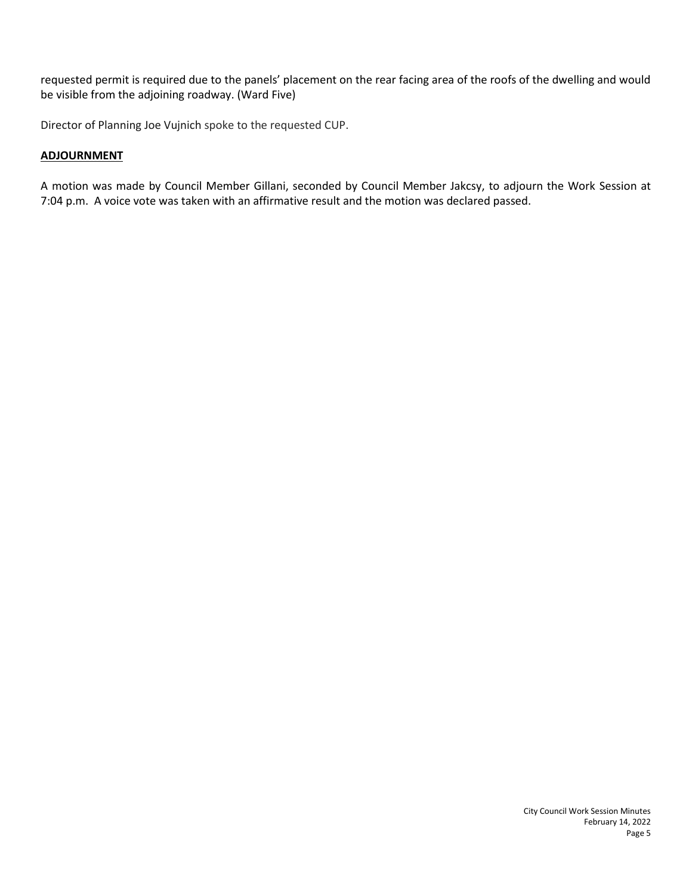requested permit is required due to the panels' placement on the rear facing area of the roofs of the dwelling and would be visible from the adjoining roadway. (Ward Five)

Director of Planning Joe Vujnich spoke to the requested CUP.

**ADJOURNMENT**

A motion was made by Council Member Gillani, seconded by Council Member Jakcsy, to adjourn the Work Session at 7:04 p.m. A voice vote was taken with an affirmative result and the motion was declared passed.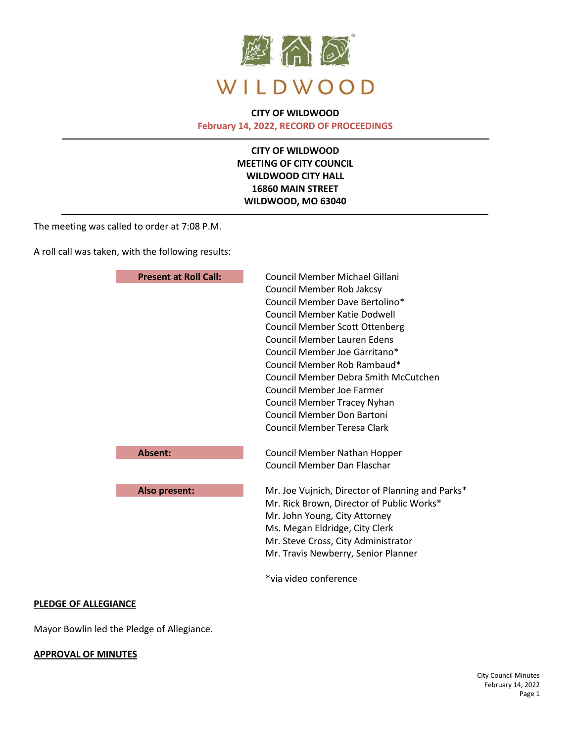**CITY OF WILDWOOD**
**February 14, 2022, RECORD OF PROCEEDINGS**

---

**CITY OF WILDWOOD**
**MEETING OF CITY COUNCIL**
**WILDWOOD CITY HALL**
**16860 MAIN STREET**
**WILDWOOD, MO 63040**

---

The meeting was called to order at 7:08 P.M.

A roll call was taken, with the following results:

| | |
|---|---|
| **Present at Roll Call:** | Council Member Michael Gillani<br>Council Member Rob Jakcsy<br>Council Member Dave Bertolino*<br>Council Member Katie Dodwell<br>Council Member Scott Ottenberg<br>Council Member Lauren Edens<br>Council Member Joe Garritano*<br>Council Member Rob Rambaud*<br>Council Member Debra Smith McCutchen<br>Council Member Joe Farmer<br>Council Member Tracey Nyhan<br>Council Member Don Bartoni<br>Council Member Teresa Clark |
| **Absent:** | Council Member Nathan Hopper<br>Council Member Dan Flaschar |
| **Also present:** | Mr. Joe Vujnich, Director of Planning and Parks*<br>Mr. Rick Brown, Director of Public Works*<br>Mr. John Young, City Attorney<br>Ms. Megan Eldridge, City Clerk<br>Mr. Steve Cross, City Administrator<br>Mr. Travis Newberry, Senior Planner |

*via video conference

**PLEDGE OF ALLEGIANCE**

Mayor Bowlin led the Pledge of Allegiance.

**APPROVAL OF MINUTES**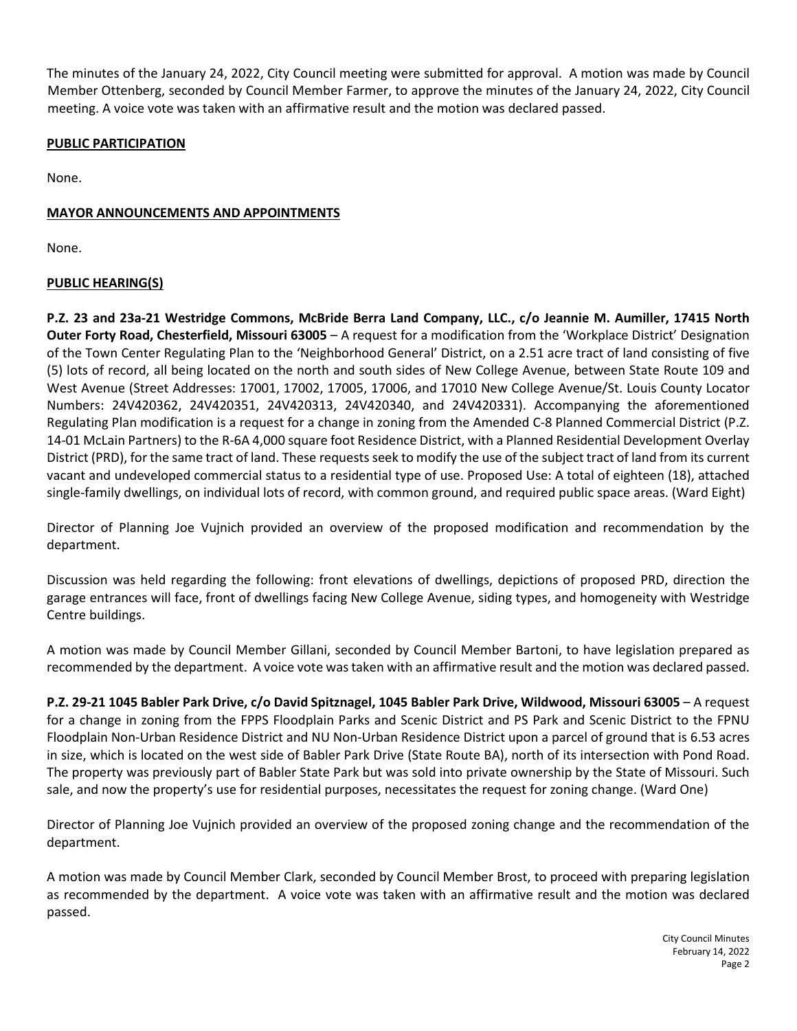The minutes of the January 24, 2022, City Council meeting were submitted for approval. A motion was made by Council Member Ottenberg, seconded by Council Member Farmer, to approve the minutes of the January 24, 2022, City Council meeting. A voice vote was taken with an affirmative result and the motion was declared passed.

## PUBLIC PARTICIPATION

None.

## MAYOR ANNOUNCEMENTS AND APPOINTMENTS

None.

## PUBLIC HEARING(S)

**P.Z. 23 and 23a-21 Westridge Commons, McBride Berra Land Company, LLC., c/o Jeannie M. Aumiller, 17415 North Outer Forty Road, Chesterfield, Missouri 63005** – A request for a modification from the 'Workplace District' Designation of the Town Center Regulating Plan to the 'Neighborhood General' District, on a 2.51 acre tract of land consisting of five (5) lots of record, all being located on the north and south sides of New College Avenue, between State Route 109 and West Avenue (Street Addresses: 17001, 17002, 17005, 17006, and 17010 New College Avenue/St. Louis County Locator Numbers: 24V420362, 24V420351, 24V420313, 24V420340, and 24V420331). Accompanying the aforementioned Regulating Plan modification is a request for a change in zoning from the Amended C-8 Planned Commercial District (P.Z. 14-01 McLain Partners) to the R-6A 4,000 square foot Residence District, with a Planned Residential Development Overlay District (PRD), for the same tract of land. These requests seek to modify the use of the subject tract of land from its current vacant and undeveloped commercial status to a residential type of use. Proposed Use: A total of eighteen (18), attached single-family dwellings, on individual lots of record, with common ground, and required public space areas. (Ward Eight)

Director of Planning Joe Vujnich provided an overview of the proposed modification and recommendation by the department.

Discussion was held regarding the following: front elevations of dwellings, depictions of proposed PRD, direction the garage entrances will face, front of dwellings facing New College Avenue, siding types, and homogeneity with Westridge Centre buildings.

A motion was made by Council Member Gillani, seconded by Council Member Bartoni, to have legislation prepared as recommended by the department. A voice vote was taken with an affirmative result and the motion was declared passed.

**P.Z. 29-21 1045 Babler Park Drive, c/o David Spitznagel, 1045 Babler Park Drive, Wildwood, Missouri 63005** – A request for a change in zoning from the FPPS Floodplain Parks and Scenic District and PS Park and Scenic District to the FPNU Floodplain Non-Urban Residence District and NU Non-Urban Residence District upon a parcel of ground that is 6.53 acres in size, which is located on the west side of Babler Park Drive (State Route BA), north of its intersection with Pond Road. The property was previously part of Babler State Park but was sold into private ownership by the State of Missouri. Such sale, and now the property's use for residential purposes, necessitates the request for zoning change. (Ward One)

Director of Planning Joe Vujnich provided an overview of the proposed zoning change and the recommendation of the department.

A motion was made by Council Member Clark, seconded by Council Member Brost, to proceed with preparing legislation as recommended by the department. A voice vote was taken with an affirmative result and the motion was declared passed.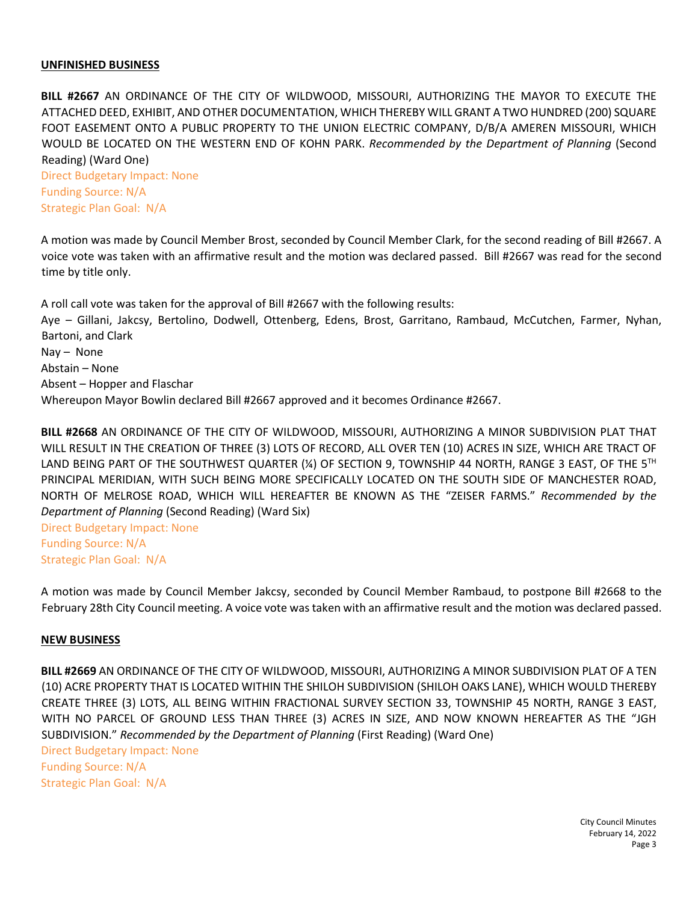## UNFINISHED BUSINESS

**BILL #2667** AN ORDINANCE OF THE CITY OF WILDWOOD, MISSOURI, AUTHORIZING THE MAYOR TO EXECUTE THE ATTACHED DEED, EXHIBIT, AND OTHER DOCUMENTATION, WHICH THEREBY WILL GRANT A TWO HUNDRED (200) SQUARE FOOT EASEMENT ONTO A PUBLIC PROPERTY TO THE UNION ELECTRIC COMPANY, D/B/A AMEREN MISSOURI, WHICH WOULD BE LOCATED ON THE WESTERN END OF KOHN PARK. *Recommended by the Department of Planning* (Second Reading) (Ward One)

Direct Budgetary Impact: None
Funding Source: N/A
Strategic Plan Goal: N/A

A motion was made by Council Member Brost, seconded by Council Member Clark, for the second reading of Bill #2667. A voice vote was taken with an affirmative result and the motion was declared passed. Bill #2667 was read for the second time by title only.

A roll call vote was taken for the approval of Bill #2667 with the following results:
Aye – Gillani, Jakcsy, Bertolino, Dodwell, Ottenberg, Edens, Brost, Garritano, Rambaud, McCutchen, Farmer, Nyhan, Bartoni, and Clark
Nay – None
Abstain – None
Absent – Hopper and Flaschar
Whereupon Mayor Bowlin declared Bill #2667 approved and it becomes Ordinance #2667.

**BILL #2668** AN ORDINANCE OF THE CITY OF WILDWOOD, MISSOURI, AUTHORIZING A MINOR SUBDIVISION PLAT THAT WILL RESULT IN THE CREATION OF THREE (3) LOTS OF RECORD, ALL OVER TEN (10) ACRES IN SIZE, WHICH ARE TRACT OF LAND BEING PART OF THE SOUTHWEST QUARTER (¼) OF SECTION 9, TOWNSHIP 44 NORTH, RANGE 3 EAST, OF THE 5TH PRINCIPAL MERIDIAN, WITH SUCH BEING MORE SPECIFICALLY LOCATED ON THE SOUTH SIDE OF MANCHESTER ROAD, NORTH OF MELROSE ROAD, WHICH WILL HEREAFTER BE KNOWN AS THE "ZEISER FARMS." *Recommended by the Department of Planning* (Second Reading) (Ward Six)

Direct Budgetary Impact: None
Funding Source: N/A
Strategic Plan Goal: N/A

A motion was made by Council Member Jakcsy, seconded by Council Member Rambaud, to postpone Bill #2668 to the February 28th City Council meeting. A voice vote was taken with an affirmative result and the motion was declared passed.

## NEW BUSINESS

**BILL #2669** AN ORDINANCE OF THE CITY OF WILDWOOD, MISSOURI, AUTHORIZING A MINOR SUBDIVISION PLAT OF A TEN (10) ACRE PROPERTY THAT IS LOCATED WITHIN THE SHILOH SUBDIVISION (SHILOH OAKS LANE), WHICH WOULD THEREBY CREATE THREE (3) LOTS, ALL BEING WITHIN FRACTIONAL SURVEY SECTION 33, TOWNSHIP 45 NORTH, RANGE 3 EAST, WITH NO PARCEL OF GROUND LESS THAN THREE (3) ACRES IN SIZE, AND NOW KNOWN HEREAFTER AS THE "JGH SUBDIVISION." *Recommended by the Department of Planning* (First Reading) (Ward One)

Direct Budgetary Impact: None
Funding Source: N/A
Strategic Plan Goal: N/A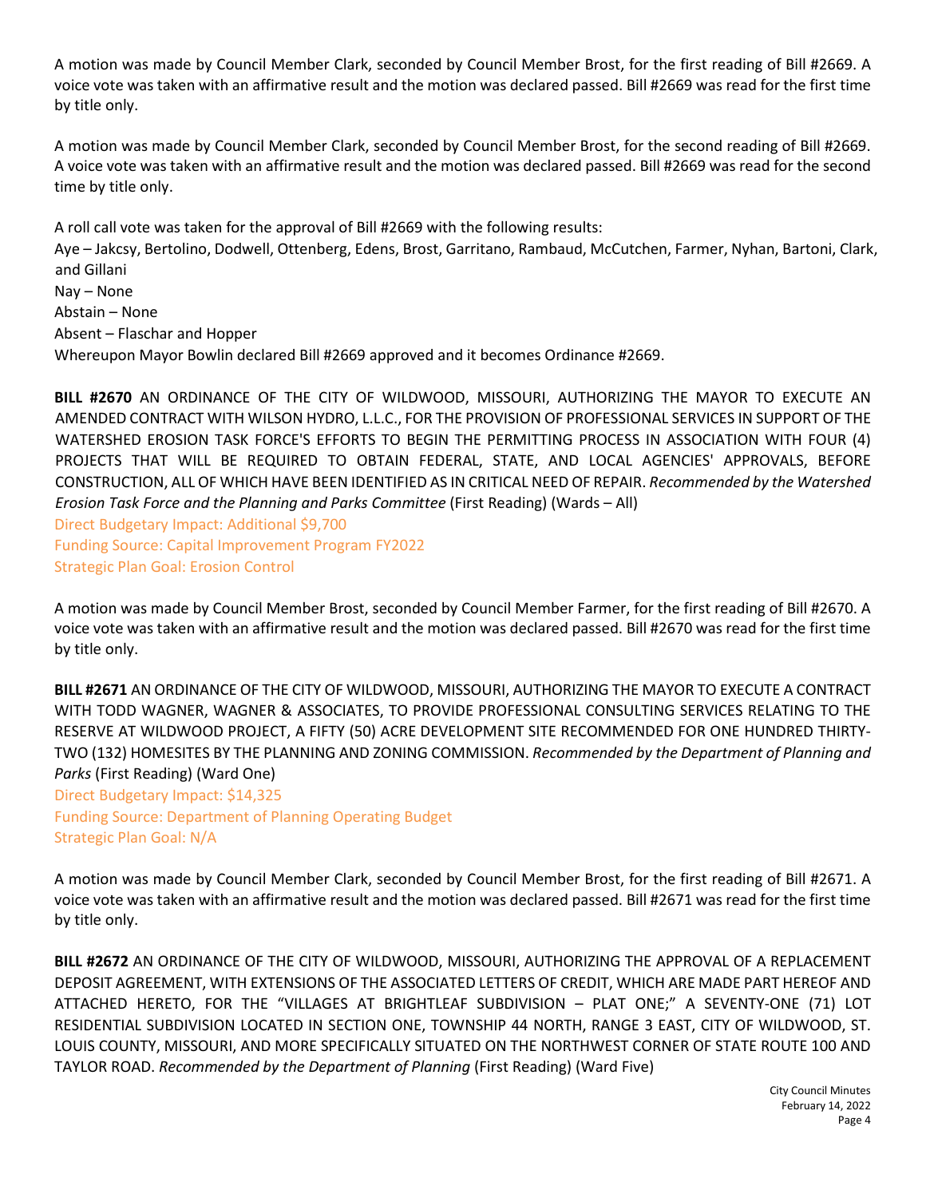A motion was made by Council Member Clark, seconded by Council Member Brost, for the first reading of Bill #2669. A voice vote was taken with an affirmative result and the motion was declared passed. Bill #2669 was read for the first time by title only.

A motion was made by Council Member Clark, seconded by Council Member Brost, for the second reading of Bill #2669. A voice vote was taken with an affirmative result and the motion was declared passed. Bill #2669 was read for the second time by title only.

A roll call vote was taken for the approval of Bill #2669 with the following results:
Aye – Jakcsy, Bertolino, Dodwell, Ottenberg, Edens, Brost, Garritano, Rambaud, McCutchen, Farmer, Nyhan, Bartoni, Clark, and Gillani
Nay – None
Abstain – None
Absent – Flaschar and Hopper
Whereupon Mayor Bowlin declared Bill #2669 approved and it becomes Ordinance #2669.

**BILL #2670** AN ORDINANCE OF THE CITY OF WILDWOOD, MISSOURI, AUTHORIZING THE MAYOR TO EXECUTE AN AMENDED CONTRACT WITH WILSON HYDRO, L.L.C., FOR THE PROVISION OF PROFESSIONAL SERVICES IN SUPPORT OF THE WATERSHED EROSION TASK FORCE'S EFFORTS TO BEGIN THE PERMITTING PROCESS IN ASSOCIATION WITH FOUR (4) PROJECTS THAT WILL BE REQUIRED TO OBTAIN FEDERAL, STATE, AND LOCAL AGENCIES' APPROVALS, BEFORE CONSTRUCTION, ALL OF WHICH HAVE BEEN IDENTIFIED AS IN CRITICAL NEED OF REPAIR. *Recommended by the Watershed Erosion Task Force and the Planning and Parks Committee* (First Reading) (Wards – All)
Direct Budgetary Impact: Additional $9,700
Funding Source: Capital Improvement Program FY2022
Strategic Plan Goal: Erosion Control

A motion was made by Council Member Brost, seconded by Council Member Farmer, for the first reading of Bill #2670. A voice vote was taken with an affirmative result and the motion was declared passed. Bill #2670 was read for the first time by title only.

**BILL #2671** AN ORDINANCE OF THE CITY OF WILDWOOD, MISSOURI, AUTHORIZING THE MAYOR TO EXECUTE A CONTRACT WITH TODD WAGNER, WAGNER & ASSOCIATES, TO PROVIDE PROFESSIONAL CONSULTING SERVICES RELATING TO THE RESERVE AT WILDWOOD PROJECT, A FIFTY (50) ACRE DEVELOPMENT SITE RECOMMENDED FOR ONE HUNDRED THIRTY-TWO (132) HOMESITES BY THE PLANNING AND ZONING COMMISSION. *Recommended by the Department of Planning and Parks* (First Reading) (Ward One)
Direct Budgetary Impact: $14,325
Funding Source: Department of Planning Operating Budget
Strategic Plan Goal: N/A

A motion was made by Council Member Clark, seconded by Council Member Brost, for the first reading of Bill #2671. A voice vote was taken with an affirmative result and the motion was declared passed. Bill #2671 was read for the first time by title only.

**BILL #2672** AN ORDINANCE OF THE CITY OF WILDWOOD, MISSOURI, AUTHORIZING THE APPROVAL OF A REPLACEMENT DEPOSIT AGREEMENT, WITH EXTENSIONS OF THE ASSOCIATED LETTERS OF CREDIT, WHICH ARE MADE PART HEREOF AND ATTACHED HERETO, FOR THE "VILLAGES AT BRIGHTLEAF SUBDIVISION – PLAT ONE;" A SEVENTY-ONE (71) LOT RESIDENTIAL SUBDIVISION LOCATED IN SECTION ONE, TOWNSHIP 44 NORTH, RANGE 3 EAST, CITY OF WILDWOOD, ST. LOUIS COUNTY, MISSOURI, AND MORE SPECIFICALLY SITUATED ON THE NORTHWEST CORNER OF STATE ROUTE 100 AND TAYLOR ROAD. *Recommended by the Department of Planning* (First Reading) (Ward Five)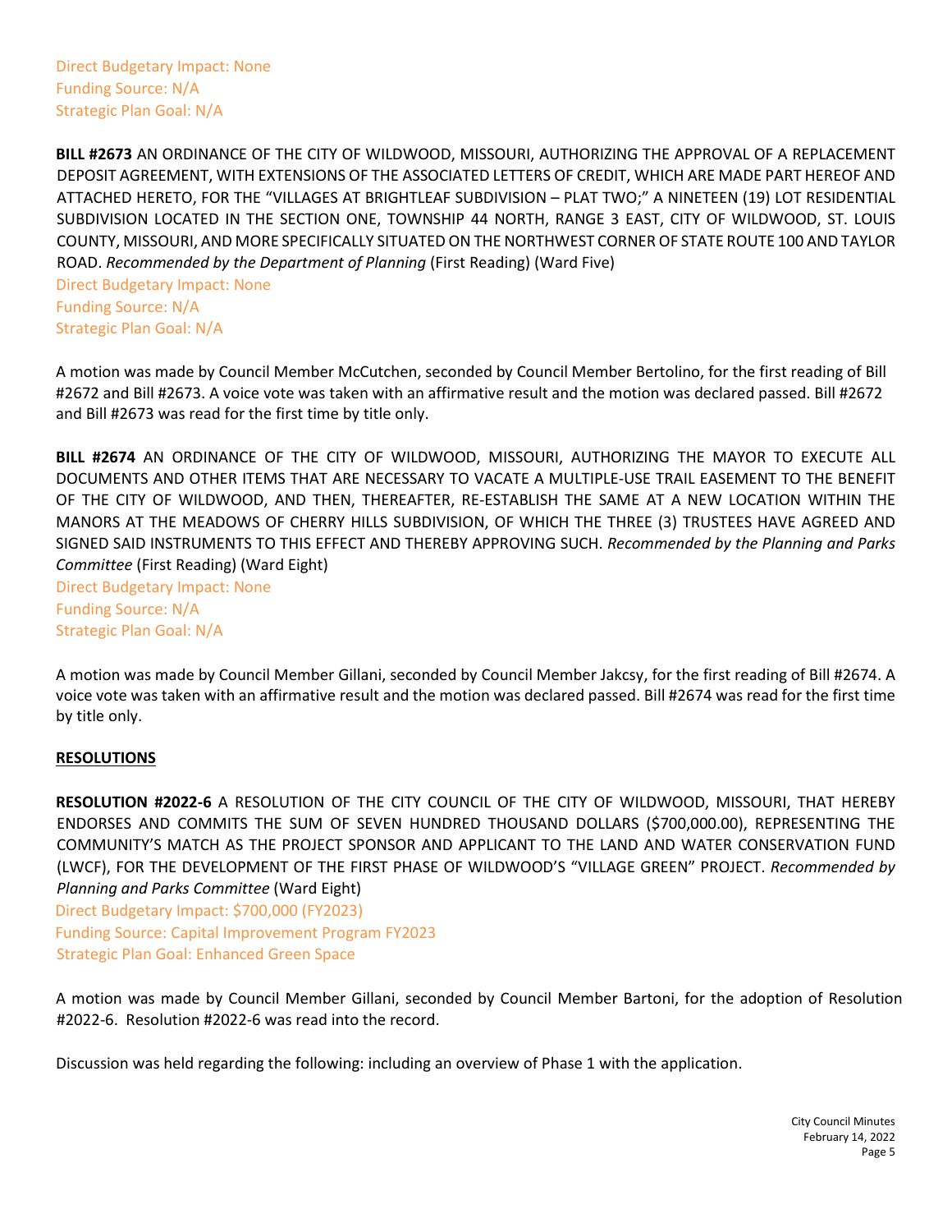Direct Budgetary Impact: None
Funding Source: N/A
Strategic Plan Goal: N/A

**BILL #2673** AN ORDINANCE OF THE CITY OF WILDWOOD, MISSOURI, AUTHORIZING THE APPROVAL OF A REPLACEMENT DEPOSIT AGREEMENT, WITH EXTENSIONS OF THE ASSOCIATED LETTERS OF CREDIT, WHICH ARE MADE PART HEREOF AND ATTACHED HERETO, FOR THE "VILLAGES AT BRIGHTLEAF SUBDIVISION – PLAT TWO;" A NINETEEN (19) LOT RESIDENTIAL SUBDIVISION LOCATED IN THE SECTION ONE, TOWNSHIP 44 NORTH, RANGE 3 EAST, CITY OF WILDWOOD, ST. LOUIS COUNTY, MISSOURI, AND MORE SPECIFICALLY SITUATED ON THE NORTHWEST CORNER OF STATE ROUTE 100 AND TAYLOR ROAD. *Recommended by the Department of Planning* (First Reading) (Ward Five)
Direct Budgetary Impact: None
Funding Source: N/A
Strategic Plan Goal: N/A

A motion was made by Council Member McCutchen, seconded by Council Member Bertolino, for the first reading of Bill #2672 and Bill #2673. A voice vote was taken with an affirmative result and the motion was declared passed. Bill #2672 and Bill #2673 was read for the first time by title only.

**BILL #2674** AN ORDINANCE OF THE CITY OF WILDWOOD, MISSOURI, AUTHORIZING THE MAYOR TO EXECUTE ALL DOCUMENTS AND OTHER ITEMS THAT ARE NECESSARY TO VACATE A MULTIPLE-USE TRAIL EASEMENT TO THE BENEFIT OF THE CITY OF WILDWOOD, AND THEN, THEREAFTER, RE-ESTABLISH THE SAME AT A NEW LOCATION WITHIN THE MANORS AT THE MEADOWS OF CHERRY HILLS SUBDIVISION, OF WHICH THE THREE (3) TRUSTEES HAVE AGREED AND SIGNED SAID INSTRUMENTS TO THIS EFFECT AND THEREBY APPROVING SUCH. *Recommended by the Planning and Parks Committee* (First Reading) (Ward Eight)
Direct Budgetary Impact: None
Funding Source: N/A
Strategic Plan Goal: N/A

A motion was made by Council Member Gillani, seconded by Council Member Jakcsy, for the first reading of Bill #2674. A voice vote was taken with an affirmative result and the motion was declared passed. Bill #2674 was read for the first time by title only.

**RESOLUTIONS**

**RESOLUTION #2022-6** A RESOLUTION OF THE CITY COUNCIL OF THE CITY OF WILDWOOD, MISSOURI, THAT HEREBY ENDORSES AND COMMITS THE SUM OF SEVEN HUNDRED THOUSAND DOLLARS ($700,000.00), REPRESENTING THE COMMUNITY'S MATCH AS THE PROJECT SPONSOR AND APPLICANT TO THE LAND AND WATER CONSERVATION FUND (LWCF), FOR THE DEVELOPMENT OF THE FIRST PHASE OF WILDWOOD'S "VILLAGE GREEN" PROJECT. *Recommended by Planning and Parks Committee* (Ward Eight)
Direct Budgetary Impact: $700,000 (FY2023)
Funding Source: Capital Improvement Program FY2023
Strategic Plan Goal: Enhanced Green Space

A motion was made by Council Member Gillani, seconded by Council Member Bartoni, for the adoption of Resolution #2022-6. Resolution #2022-6 was read into the record.

Discussion was held regarding the following: including an overview of Phase 1 with the application.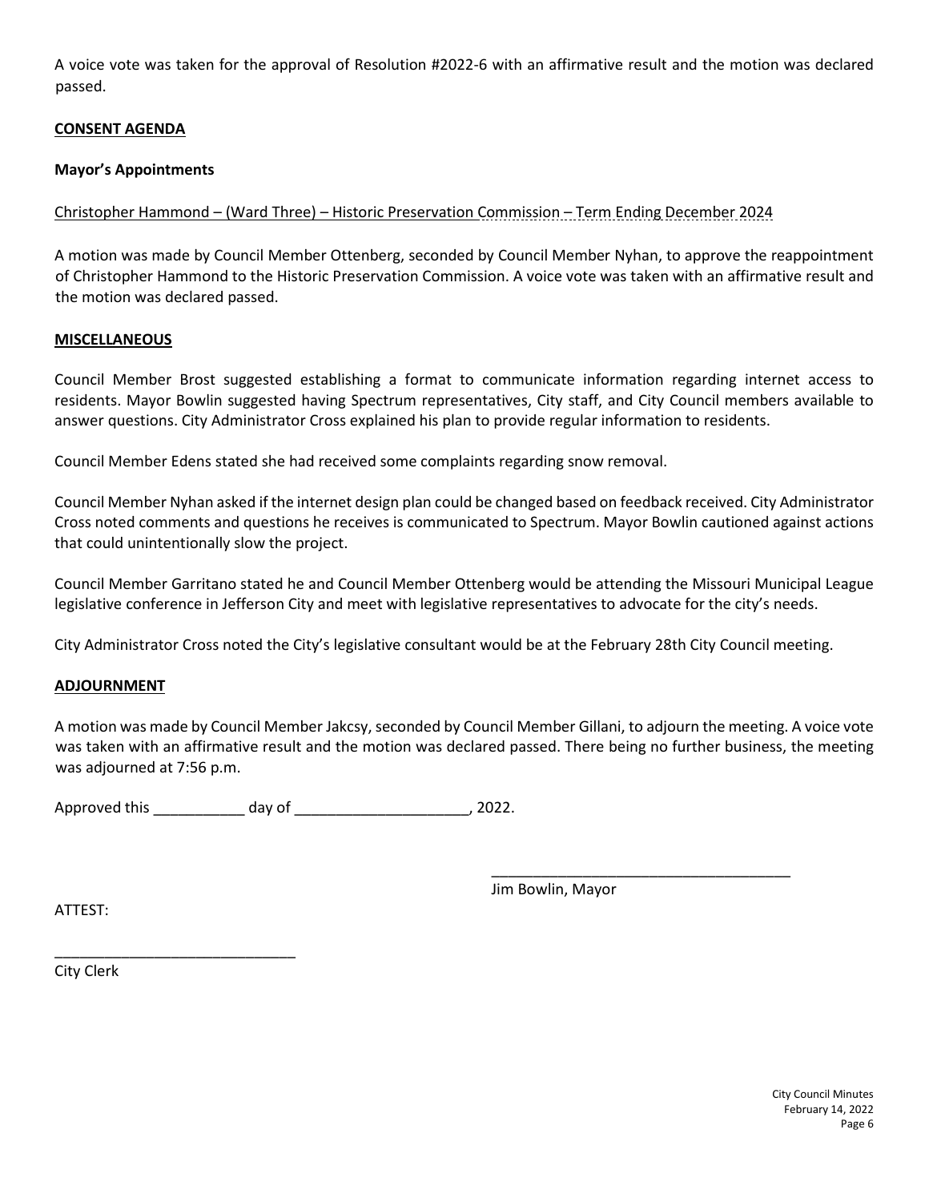A voice vote was taken for the approval of Resolution #2022-6 with an affirmative result and the motion was declared passed.

**CONSENT AGENDA**

**Mayor's Appointments**

Christopher Hammond – (Ward Three) – Historic Preservation Commission – Term Ending December 2024

A motion was made by Council Member Ottenberg, seconded by Council Member Nyhan, to approve the reappointment of Christopher Hammond to the Historic Preservation Commission. A voice vote was taken with an affirmative result and the motion was declared passed.

**MISCELLANEOUS**

Council Member Brost suggested establishing a format to communicate information regarding internet access to residents. Mayor Bowlin suggested having Spectrum representatives, City staff, and City Council members available to answer questions. City Administrator Cross explained his plan to provide regular information to residents.

Council Member Edens stated she had received some complaints regarding snow removal.

Council Member Nyhan asked if the internet design plan could be changed based on feedback received. City Administrator Cross noted comments and questions he receives is communicated to Spectrum. Mayor Bowlin cautioned against actions that could unintentionally slow the project.

Council Member Garritano stated he and Council Member Ottenberg would be attending the Missouri Municipal League legislative conference in Jefferson City and meet with legislative representatives to advocate for the city's needs.

City Administrator Cross noted the City's legislative consultant would be at the February 28th City Council meeting.

**ADJOURNMENT**

A motion was made by Council Member Jakcsy, seconded by Council Member Gillani, to adjourn the meeting. A voice vote was taken with an affirmative result and the motion was declared passed. There being no further business, the meeting was adjourned at 7:56 p.m.

Approved this ___________ day of _____________________, 2022.

_____________________________________
Jim Bowlin, Mayor

ATTEST:

_____________________________
City Clerk